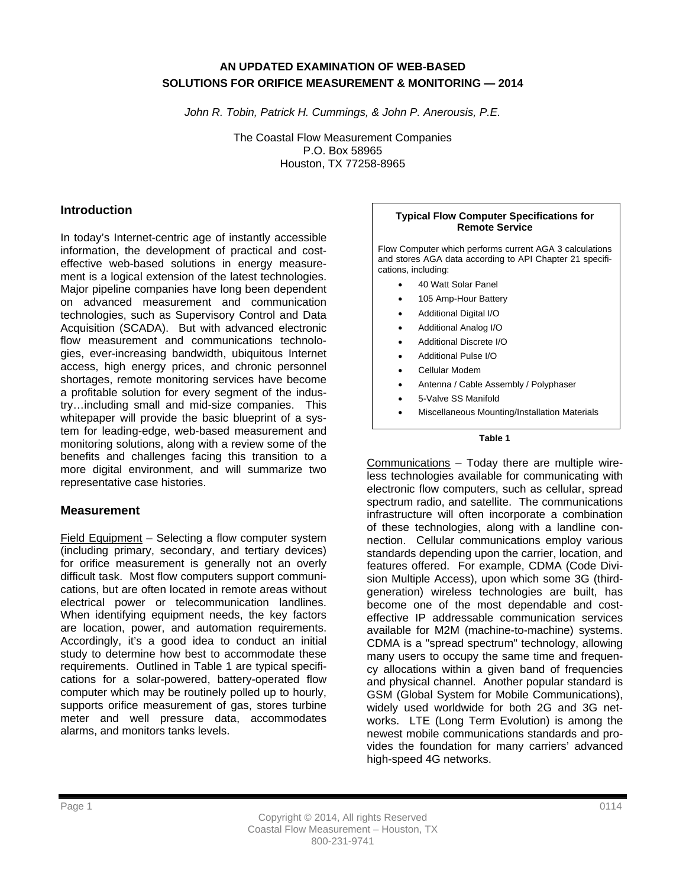# AN UPDATED EXAMINATION OF WEB-BASED SOLUTIONS FOR ORIFICE MEASUREMENT & MONITORING — 2014

*John R. Tobin, Patrick H. Cummings, & John P. Anerousis, P.E.*

The Coastal Flow Measurement Companies
P.O. Box 58965
Houston, TX 77258-8965

## Introduction

In today's Internet-centric age of instantly accessible information, the development of practical and cost-effective web-based solutions in energy measurement is a logical extension of the latest technologies. Major pipeline companies have long been dependent on advanced measurement and communication technologies, such as Supervisory Control and Data Acquisition (SCADA). But with advanced electronic flow measurement and communications technologies, ever-increasing bandwidth, ubiquitous Internet access, high energy prices, and chronic personnel shortages, remote monitoring services have become a profitable solution for every segment of the industry…including small and mid-size companies. This whitepaper will provide the basic blueprint of a system for leading-edge, web-based measurement and monitoring solutions, along with a review some of the benefits and challenges facing this transition to a more digital environment, and will summarize two representative case histories.

## Measurement

Field Equipment – Selecting a flow computer system (including primary, secondary, and tertiary devices) for orifice measurement is generally not an overly difficult task. Most flow computers support communications, but are often located in remote areas without electrical power or telecommunication landlines. When identifying equipment needs, the key factors are location, power, and automation requirements. Accordingly, it's a good idea to conduct an initial study to determine how best to accommodate these requirements. Outlined in Table 1 are typical specifications for a solar-powered, battery-operated flow computer which may be routinely polled up to hourly, supports orifice measurement of gas, stores turbine meter and well pressure data, accommodates alarms, and monitors tanks levels.

**Typical Flow Computer Specifications for Remote Service**

Flow Computer which performs current AGA 3 calculations and stores AGA data according to API Chapter 21 specifications, including:

- 40 Watt Solar Panel
- 105 Amp-Hour Battery
- Additional Digital I/O
- Additional Analog I/O
- Additional Discrete I/O
- Additional Pulse I/O
- Cellular Modem
- Antenna / Cable Assembly / Polyphaser
- 5-Valve SS Manifold
- Miscellaneous Mounting/Installation Materials

**Table 1**

Communications – Today there are multiple wireless technologies available for communicating with electronic flow computers, such as cellular, spread spectrum radio, and satellite. The communications infrastructure will often incorporate a combination of these technologies, along with a landline connection. Cellular communications employ various standards depending upon the carrier, location, and features offered. For example, CDMA (Code Division Multiple Access), upon which some 3G (third-generation) wireless technologies are built, has become one of the most dependable and cost-effective IP addressable communication services available for M2M (machine-to-machine) systems. CDMA is a "spread spectrum" technology, allowing many users to occupy the same time and frequency allocations within a given band of frequencies and physical channel. Another popular standard is GSM (Global System for Mobile Communications), widely used worldwide for both 2G and 3G networks. LTE (Long Term Evolution) is among the newest mobile communications standards and provides the foundation for many carriers' advanced high-speed 4G networks.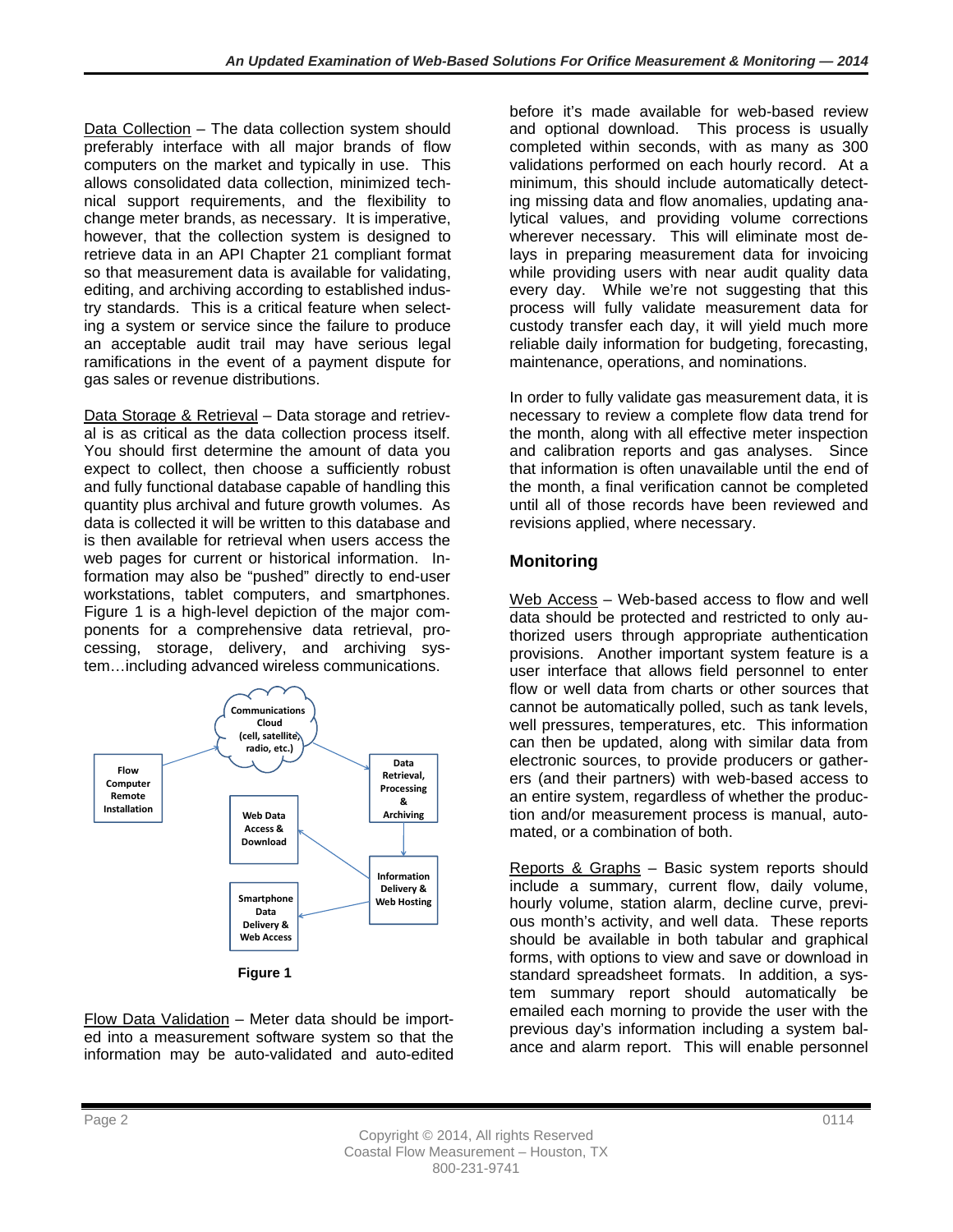Data Collection – The data collection system should preferably interface with all major brands of flow computers on the market and typically in use. This allows consolidated data collection, minimized technical support requirements, and the flexibility to change meter brands, as necessary. It is imperative, however, that the collection system is designed to retrieve data in an API Chapter 21 compliant format so that measurement data is available for validating, editing, and archiving according to established industry standards. This is a critical feature when selecting a system or service since the failure to produce an acceptable audit trail may have serious legal ramifications in the event of a payment dispute for gas sales or revenue distributions.

Data Storage & Retrieval – Data storage and retrieval is as critical as the data collection process itself. You should first determine the amount of data you expect to collect, then choose a sufficiently robust and fully functional database capable of handling this quantity plus archival and future growth volumes. As data is collected it will be written to this database and is then available for retrieval when users access the web pages for current or historical information. Information may also be "pushed" directly to end-user workstations, tablet computers, and smartphones. Figure 1 is a high-level depiction of the major components for a comprehensive data retrieval, processing, storage, delivery, and archiving system…including advanced wireless communications.

Flow Computer Remote Installation → Communications Cloud (cell, satellite, radio, etc.) → Data Retrieval, Processing & Archiving → Information Delivery & Web Hosting → Web Data Access & Download; Smartphone Data Delivery & Web Access

**Figure 1**

Flow Data Validation – Meter data should be imported into a measurement software system so that the information may be auto-validated and auto-edited before it's made available for web-based review and optional download. This process is usually completed within seconds, with as many as 300 validations performed on each hourly record. At a minimum, this should include automatically detecting missing data and flow anomalies, updating analytical values, and providing volume corrections wherever necessary. This will eliminate most delays in preparing measurement data for invoicing while providing users with near audit quality data every day. While we're not suggesting that this process will fully validate measurement data for custody transfer each day, it will yield much more reliable daily information for budgeting, forecasting, maintenance, operations, and nominations.

In order to fully validate gas measurement data, it is necessary to review a complete flow data trend for the month, along with all effective meter inspection and calibration reports and gas analyses. Since that information is often unavailable until the end of the month, a final verification cannot be completed until all of those records have been reviewed and revisions applied, where necessary.

## Monitoring

Web Access – Web-based access to flow and well data should be protected and restricted to only authorized users through appropriate authentication provisions. Another important system feature is a user interface that allows field personnel to enter flow or well data from charts or other sources that cannot be automatically polled, such as tank levels, well pressures, temperatures, etc. This information can then be updated, along with similar data from electronic sources, to provide producers or gatherers (and their partners) with web-based access to an entire system, regardless of whether the production and/or measurement process is manual, automated, or a combination of both.

Reports & Graphs – Basic system reports should include a summary, current flow, daily volume, hourly volume, station alarm, decline curve, previous month's activity, and well data. These reports should be available in both tabular and graphical forms, with options to view and save or download in standard spreadsheet formats. In addition, a system summary report should automatically be emailed each morning to provide the user with the previous day's information including a system balance and alarm report. This will enable personnel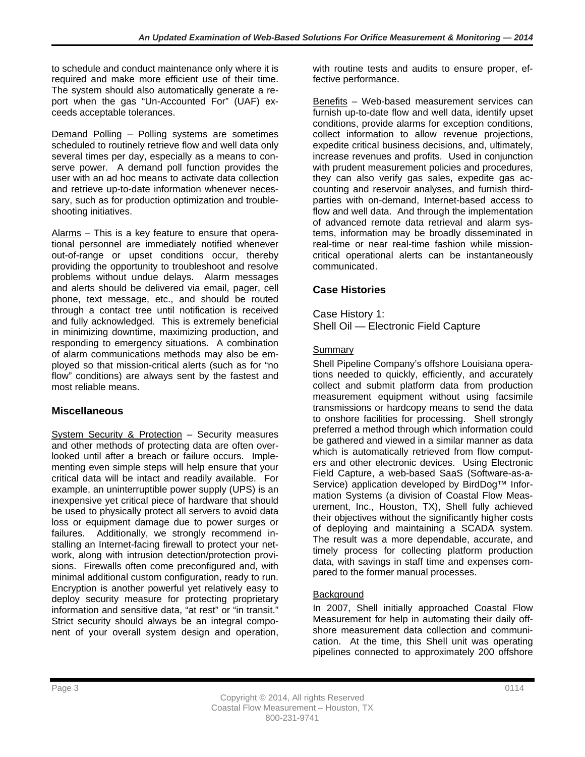to schedule and conduct maintenance only where it is required and make more efficient use of their time. The system should also automatically generate a report when the gas "Un-Accounted For" (UAF) exceeds acceptable tolerances.

Demand Polling – Polling systems are sometimes scheduled to routinely retrieve flow and well data only several times per day, especially as a means to conserve power. A demand poll function provides the user with an ad hoc means to activate data collection and retrieve up-to-date information whenever necessary, such as for production optimization and troubleshooting initiatives.

Alarms – This is a key feature to ensure that operational personnel are immediately notified whenever out-of-range or upset conditions occur, thereby providing the opportunity to troubleshoot and resolve problems without undue delays. Alarm messages and alerts should be delivered via email, pager, cell phone, text message, etc., and should be routed through a contact tree until notification is received and fully acknowledged. This is extremely beneficial in minimizing downtime, maximizing production, and responding to emergency situations. A combination of alarm communications methods may also be employed so that mission-critical alerts (such as for "no flow" conditions) are always sent by the fastest and most reliable means.

## Miscellaneous

System Security & Protection – Security measures and other methods of protecting data are often overlooked until after a breach or failure occurs. Implementing even simple steps will help ensure that your critical data will be intact and readily available. For example, an uninterruptible power supply (UPS) is an inexpensive yet critical piece of hardware that should be used to physically protect all servers to avoid data loss or equipment damage due to power surges or failures. Additionally, we strongly recommend installing an Internet-facing firewall to protect your network, along with intrusion detection/protection provisions. Firewalls often come preconfigured and, with minimal additional custom configuration, ready to run. Encryption is another powerful yet relatively easy to deploy security measure for protecting proprietary information and sensitive data, "at rest" or "in transit." Strict security should always be an integral component of your overall system design and operation, with routine tests and audits to ensure proper, effective performance.

Benefits – Web-based measurement services can furnish up-to-date flow and well data, identify upset conditions, provide alarms for exception conditions, collect information to allow revenue projections, expedite critical business decisions, and, ultimately, increase revenues and profits. Used in conjunction with prudent measurement policies and procedures, they can also verify gas sales, expedite gas accounting and reservoir analyses, and furnish third-parties with on-demand, Internet-based access to flow and well data. And through the implementation of advanced remote data retrieval and alarm systems, information may be broadly disseminated in real-time or near real-time fashion while mission-critical operational alerts can be instantaneously communicated.

## Case Histories

### Case History 1: Shell Oil — Electronic Field Capture

Summary

Shell Pipeline Company's offshore Louisiana operations needed to quickly, efficiently, and accurately collect and submit platform data from production measurement equipment without using facsimile transmissions or hardcopy means to send the data to onshore facilities for processing. Shell strongly preferred a method through which information could be gathered and viewed in a similar manner as data which is automatically retrieved from flow computers and other electronic devices. Using Electronic Field Capture, a web-based SaaS (Software-as-a-Service) application developed by BirdDog™ Information Systems (a division of Coastal Flow Measurement, Inc., Houston, TX), Shell fully achieved their objectives without the significantly higher costs of deploying and maintaining a SCADA system. The result was a more dependable, accurate, and timely process for collecting platform production data, with savings in staff time and expenses compared to the former manual processes.

Background

In 2007, Shell initially approached Coastal Flow Measurement for help in automating their daily offshore measurement data collection and communication. At the time, this Shell unit was operating pipelines connected to approximately 200 offshore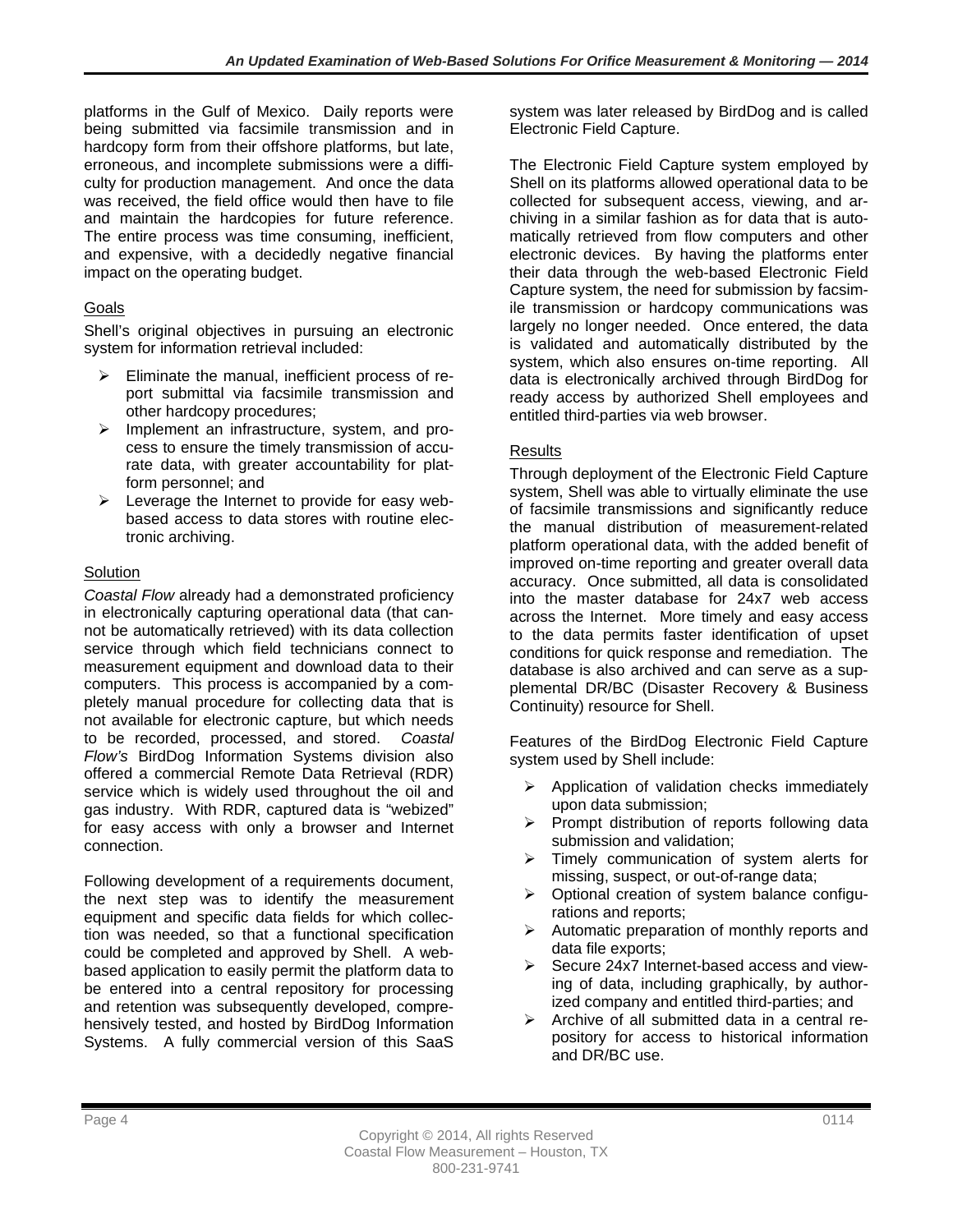platforms in the Gulf of Mexico. Daily reports were being submitted via facsimile transmission and in hardcopy form from their offshore platforms, but late, erroneous, and incomplete submissions were a difficulty for production management. And once the data was received, the field office would then have to file and maintain the hardcopies for future reference. The entire process was time consuming, inefficient, and expensive, with a decidedly negative financial impact on the operating budget.

Goals

Shell's original objectives in pursuing an electronic system for information retrieval included:

- Eliminate the manual, inefficient process of report submittal via facsimile transmission and other hardcopy procedures;
- Implement an infrastructure, system, and process to ensure the timely transmission of accurate data, with greater accountability for platform personnel; and
- Leverage the Internet to provide for easy web-based access to data stores with routine electronic archiving.

Solution

*Coastal Flow* already had a demonstrated proficiency in electronically capturing operational data (that cannot be automatically retrieved) with its data collection service through which field technicians connect to measurement equipment and download data to their computers. This process is accompanied by a completely manual procedure for collecting data that is not available for electronic capture, but which needs to be recorded, processed, and stored. *Coastal Flow's* BirdDog Information Systems division also offered a commercial Remote Data Retrieval (RDR) service which is widely used throughout the oil and gas industry. With RDR, captured data is "webized" for easy access with only a browser and Internet connection.

Following development of a requirements document, the next step was to identify the measurement equipment and specific data fields for which collection was needed, so that a functional specification could be completed and approved by Shell. A web-based application to easily permit the platform data to be entered into a central repository for processing and retention was subsequently developed, comprehensively tested, and hosted by BirdDog Information Systems. A fully commercial version of this SaaS system was later released by BirdDog and is called Electronic Field Capture.

The Electronic Field Capture system employed by Shell on its platforms allowed operational data to be collected for subsequent access, viewing, and archiving in a similar fashion as for data that is automatically retrieved from flow computers and other electronic devices. By having the platforms enter their data through the web-based Electronic Field Capture system, the need for submission by facsimile transmission or hardcopy communications was largely no longer needed. Once entered, the data is validated and automatically distributed by the system, which also ensures on-time reporting. All data is electronically archived through BirdDog for ready access by authorized Shell employees and entitled third-parties via web browser.

Results

Through deployment of the Electronic Field Capture system, Shell was able to virtually eliminate the use of facsimile transmissions and significantly reduce the manual distribution of measurement-related platform operational data, with the added benefit of improved on-time reporting and greater overall data accuracy. Once submitted, all data is consolidated into the master database for 24x7 web access across the Internet. More timely and easy access to the data permits faster identification of upset conditions for quick response and remediation. The database is also archived and can serve as a supplemental DR/BC (Disaster Recovery & Business Continuity) resource for Shell.

Features of the BirdDog Electronic Field Capture system used by Shell include:

- Application of validation checks immediately upon data submission;
- Prompt distribution of reports following data submission and validation;
- Timely communication of system alerts for missing, suspect, or out-of-range data;
- Optional creation of system balance configurations and reports;
- Automatic preparation of monthly reports and data file exports;
- Secure 24x7 Internet-based access and viewing of data, including graphically, by authorized company and entitled third-parties; and
- Archive of all submitted data in a central repository for access to historical information and DR/BC use.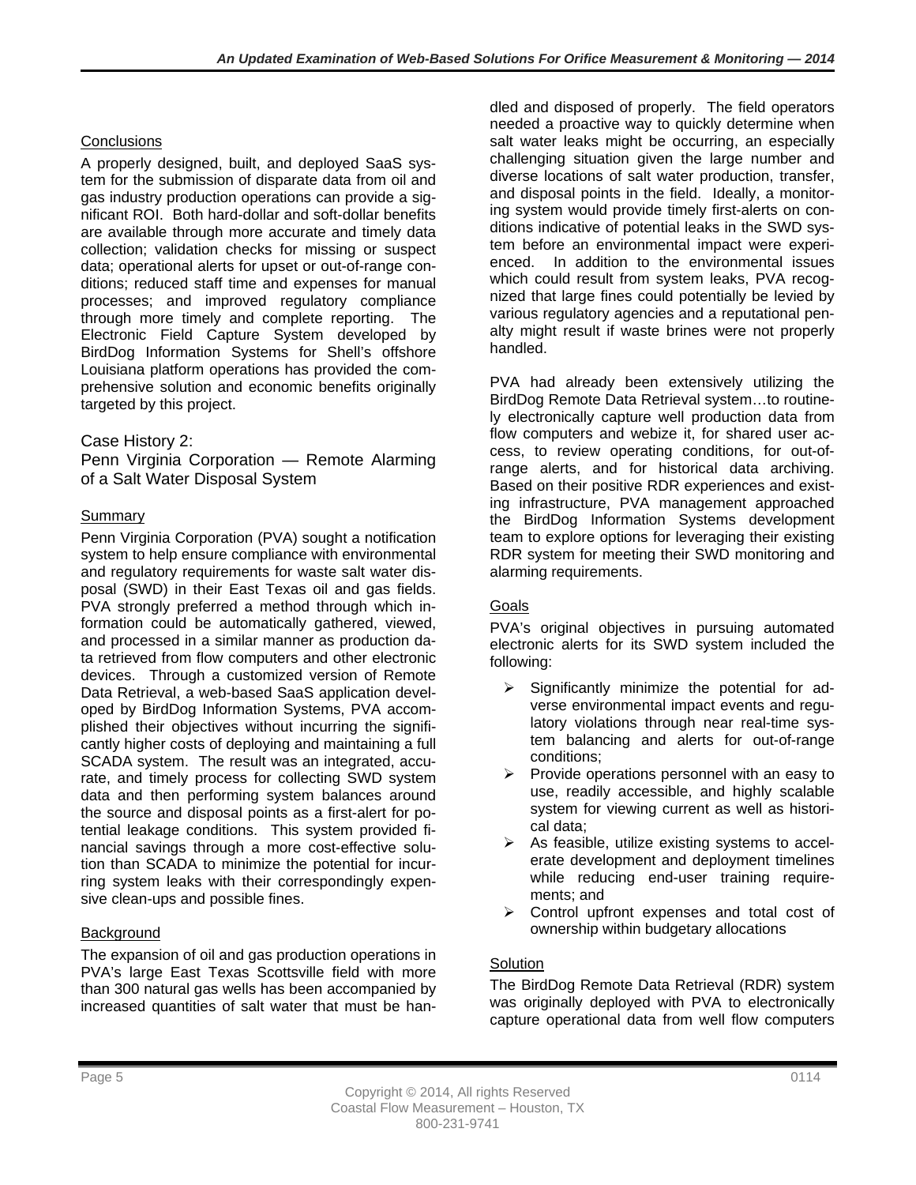### Conclusions

A properly designed, built, and deployed SaaS system for the submission of disparate data from oil and gas industry production operations can provide a significant ROI. Both hard-dollar and soft-dollar benefits are available through more accurate and timely data collection; validation checks for missing or suspect data; operational alerts for upset or out-of-range conditions; reduced staff time and expenses for manual processes; and improved regulatory compliance through more timely and complete reporting. The Electronic Field Capture System developed by BirdDog Information Systems for Shell's offshore Louisiana platform operations has provided the comprehensive solution and economic benefits originally targeted by this project.

## Case History 2:
## Penn Virginia Corporation — Remote Alarming of a Salt Water Disposal System

### Summary

Penn Virginia Corporation (PVA) sought a notification system to help ensure compliance with environmental and regulatory requirements for waste salt water disposal (SWD) in their East Texas oil and gas fields. PVA strongly preferred a method through which information could be automatically gathered, viewed, and processed in a similar manner as production data retrieved from flow computers and other electronic devices. Through a customized version of Remote Data Retrieval, a web-based SaaS application developed by BirdDog Information Systems, PVA accomplished their objectives without incurring the significantly higher costs of deploying and maintaining a full SCADA system. The result was an integrated, accurate, and timely process for collecting SWD system data and then performing system balances around the source and disposal points as a first-alert for potential leakage conditions. This system provided financial savings through a more cost-effective solution than SCADA to minimize the potential for incurring system leaks with their correspondingly expensive clean-ups and possible fines.

### Background

The expansion of oil and gas production operations in PVA's large East Texas Scottsville field with more than 300 natural gas wells has been accompanied by increased quantities of salt water that must be handled and disposed of properly. The field operators needed a proactive way to quickly determine when salt water leaks might be occurring, an especially challenging situation given the large number and diverse locations of salt water production, transfer, and disposal points in the field. Ideally, a monitoring system would provide timely first-alerts on conditions indicative of potential leaks in the SWD system before an environmental impact were experienced. In addition to the environmental issues which could result from system leaks, PVA recognized that large fines could potentially be levied by various regulatory agencies and a reputational penalty might result if waste brines were not properly handled.

PVA had already been extensively utilizing the BirdDog Remote Data Retrieval system…to routinely electronically capture well production data from flow computers and webize it, for shared user access, to review operating conditions, for out-of-range alerts, and for historical data archiving. Based on their positive RDR experiences and existing infrastructure, PVA management approached the BirdDog Information Systems development team to explore options for leveraging their existing RDR system for meeting their SWD monitoring and alarming requirements.

### Goals

PVA's original objectives in pursuing automated electronic alerts for its SWD system included the following:

- Significantly minimize the potential for adverse environmental impact events and regulatory violations through near real-time system balancing and alerts for out-of-range conditions;
- Provide operations personnel with an easy to use, readily accessible, and highly scalable system for viewing current as well as historical data;
- As feasible, utilize existing systems to accelerate development and deployment timelines while reducing end-user training requirements; and
- Control upfront expenses and total cost of ownership within budgetary allocations

### Solution

The BirdDog Remote Data Retrieval (RDR) system was originally deployed with PVA to electronically capture operational data from well flow computers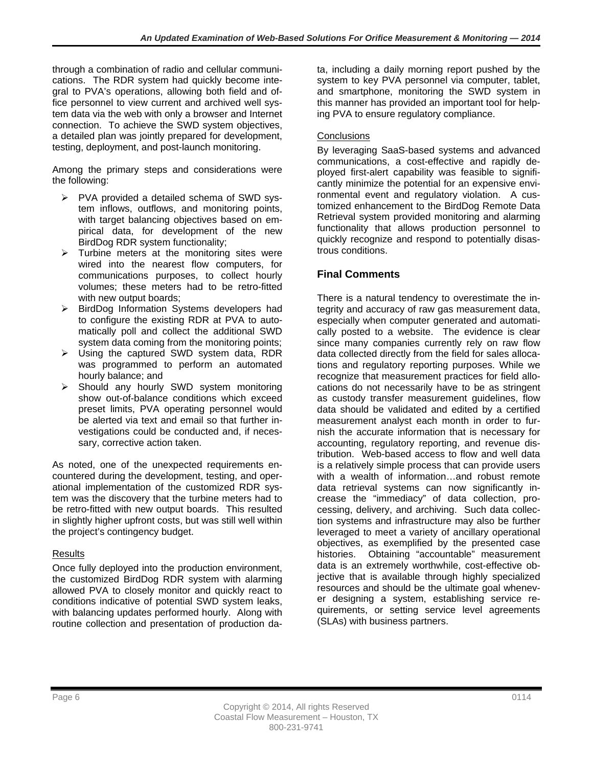through a combination of radio and cellular communications. The RDR system had quickly become integral to PVA's operations, allowing both field and office personnel to view current and archived well system data via the web with only a browser and Internet connection. To achieve the SWD system objectives, a detailed plan was jointly prepared for development, testing, deployment, and post-launch monitoring.

Among the primary steps and considerations were the following:

- PVA provided a detailed schema of SWD system inflows, outflows, and monitoring points, with target balancing objectives based on empirical data, for development of the new BirdDog RDR system functionality;
- Turbine meters at the monitoring sites were wired into the nearest flow computers, for communications purposes, to collect hourly volumes; these meters had to be retro-fitted with new output boards;
- BirdDog Information Systems developers had to configure the existing RDR at PVA to automatically poll and collect the additional SWD system data coming from the monitoring points;
- Using the captured SWD system data, RDR was programmed to perform an automated hourly balance; and
- Should any hourly SWD system monitoring show out-of-balance conditions which exceed preset limits, PVA operating personnel would be alerted via text and email so that further investigations could be conducted and, if necessary, corrective action taken.

As noted, one of the unexpected requirements encountered during the development, testing, and operational implementation of the customized RDR system was the discovery that the turbine meters had to be retro-fitted with new output boards. This resulted in slightly higher upfront costs, but was still well within the project's contingency budget.

Results

Once fully deployed into the production environment, the customized BirdDog RDR system with alarming allowed PVA to closely monitor and quickly react to conditions indicative of potential SWD system leaks, with balancing updates performed hourly. Along with routine collection and presentation of production data, including a daily morning report pushed by the system to key PVA personnel via computer, tablet, and smartphone, monitoring the SWD system in this manner has provided an important tool for helping PVA to ensure regulatory compliance.

Conclusions

By leveraging SaaS-based systems and advanced communications, a cost-effective and rapidly deployed first-alert capability was feasible to significantly minimize the potential for an expensive environmental event and regulatory violation. A customized enhancement to the BirdDog Remote Data Retrieval system provided monitoring and alarming functionality that allows production personnel to quickly recognize and respond to potentially disastrous conditions.

## Final Comments

There is a natural tendency to overestimate the integrity and accuracy of raw gas measurement data, especially when computer generated and automatically posted to a website. The evidence is clear since many companies currently rely on raw flow data collected directly from the field for sales allocations and regulatory reporting purposes. While we recognize that measurement practices for field allocations do not necessarily have to be as stringent as custody transfer measurement guidelines, flow data should be validated and edited by a certified measurement analyst each month in order to furnish the accurate information that is necessary for accounting, regulatory reporting, and revenue distribution. Web-based access to flow and well data is a relatively simple process that can provide users with a wealth of information…and robust remote data retrieval systems can now significantly increase the "immediacy" of data collection, processing, delivery, and archiving. Such data collection systems and infrastructure may also be further leveraged to meet a variety of ancillary operational objectives, as exemplified by the presented case histories. Obtaining "accountable" measurement data is an extremely worthwhile, cost-effective objective that is available through highly specialized resources and should be the ultimate goal whenever designing a system, establishing service requirements, or setting service level agreements (SLAs) with business partners.